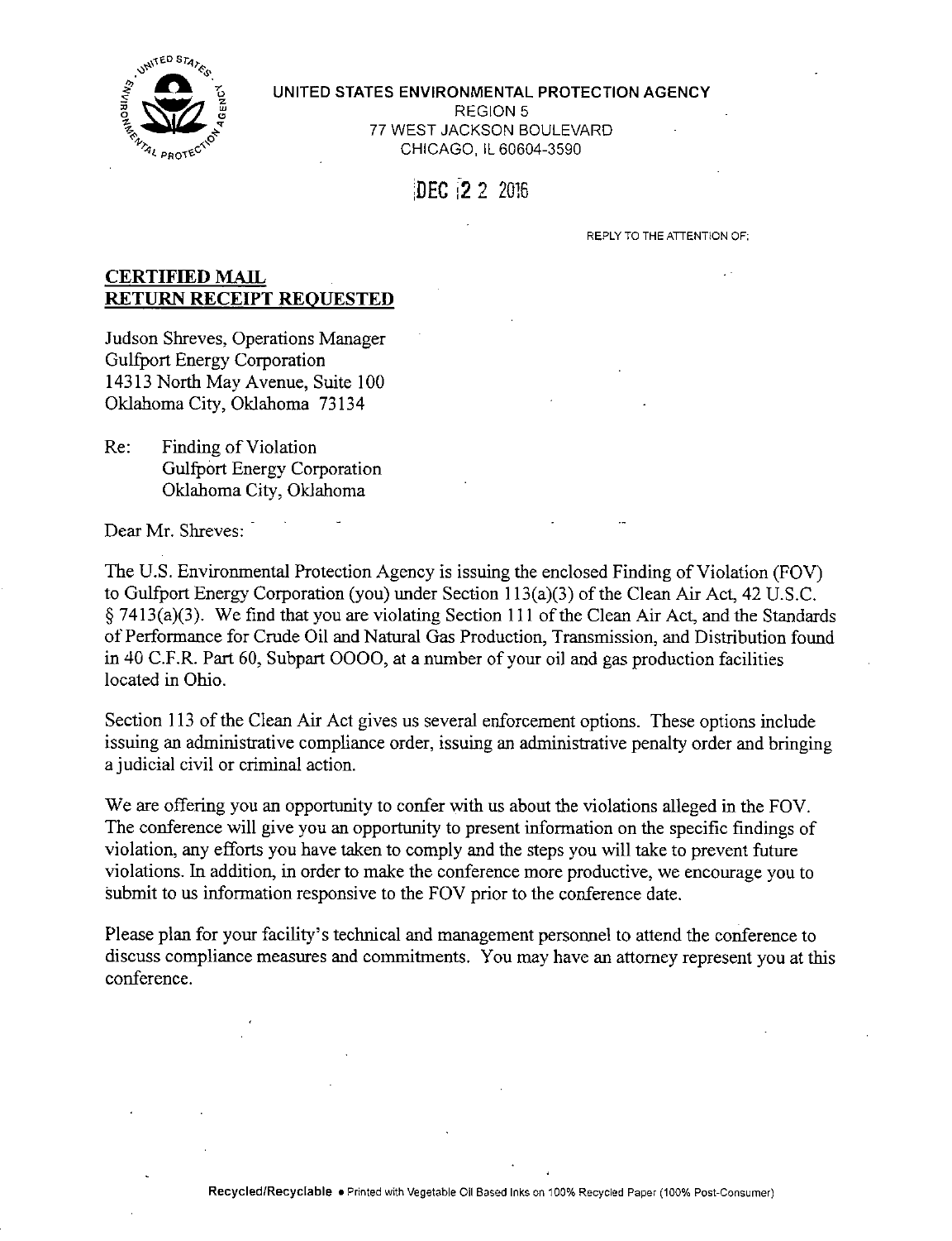UNITED STATES ENVIRONMENTAL PROTECTION AGENCY
REGION 5
77 WEST JACKSON BOULEVARD
CHICAGO, IL 60604-3590

DEC 22 2016

REPLY TO THE ATTENTION OF:

**CERTIFIED MAIL**
**RETURN RECEIPT REQUESTED**

Judson Shreves, Operations Manager
Gulfport Energy Corporation
14313 North May Avenue, Suite 100
Oklahoma City, Oklahoma 73134

Re: Finding of Violation
Gulfport Energy Corporation
Oklahoma City, Oklahoma

Dear Mr. Shreves:

The U.S. Environmental Protection Agency is issuing the enclosed Finding of Violation (FOV) to Gulfport Energy Corporation (you) under Section 113(a)(3) of the Clean Air Act, 42 U.S.C. § 7413(a)(3). We find that you are violating Section 111 of the Clean Air Act, and the Standards of Performance for Crude Oil and Natural Gas Production, Transmission, and Distribution found in 40 C.F.R. Part 60, Subpart OOOO, at a number of your oil and gas production facilities located in Ohio.

Section 113 of the Clean Air Act gives us several enforcement options. These options include issuing an administrative compliance order, issuing an administrative penalty order and bringing a judicial civil or criminal action.

We are offering you an opportunity to confer with us about the violations alleged in the FOV. The conference will give you an opportunity to present information on the specific findings of violation, any efforts you have taken to comply and the steps you will take to prevent future violations. In addition, in order to make the conference more productive, we encourage you to submit to us information responsive to the FOV prior to the conference date.

Please plan for your facility's technical and management personnel to attend the conference to discuss compliance measures and commitments. You may have an attorney represent you at this conference.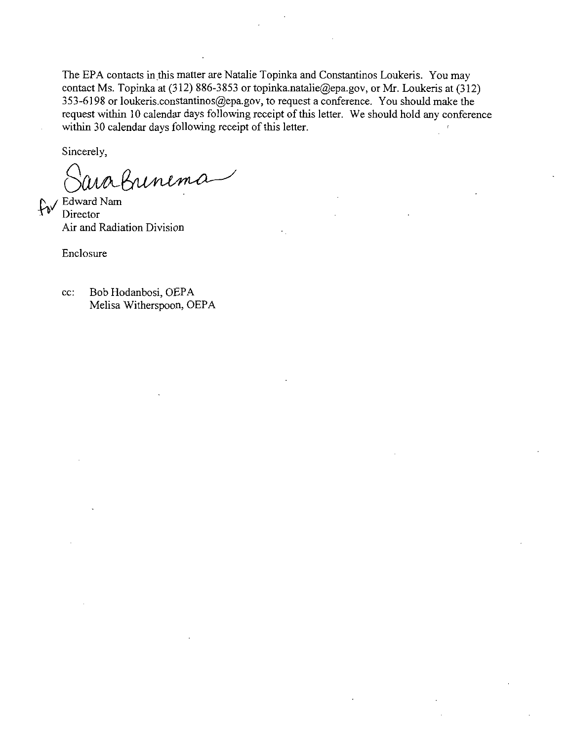The EPA contacts in this matter are Natalie Topinka and Constantinos Loukeris. You may contact Ms. Topinka at (312) 886-3853 or topinka.natalie@epa.gov, or Mr. Loukeris at (312) 353-6198 or loukeris.constantinos@epa.gov, to request a conference. You should make the request within 10 calendar days following receipt of this letter. We should hold any conference within 30 calendar days following receipt of this letter.

Sincerely,

Sara Breneman

for Edward Nam
Director
Air and Radiation Division

Enclosure

cc: Bob Hodanbosi, OEPA
Melisa Witherspoon, OEPA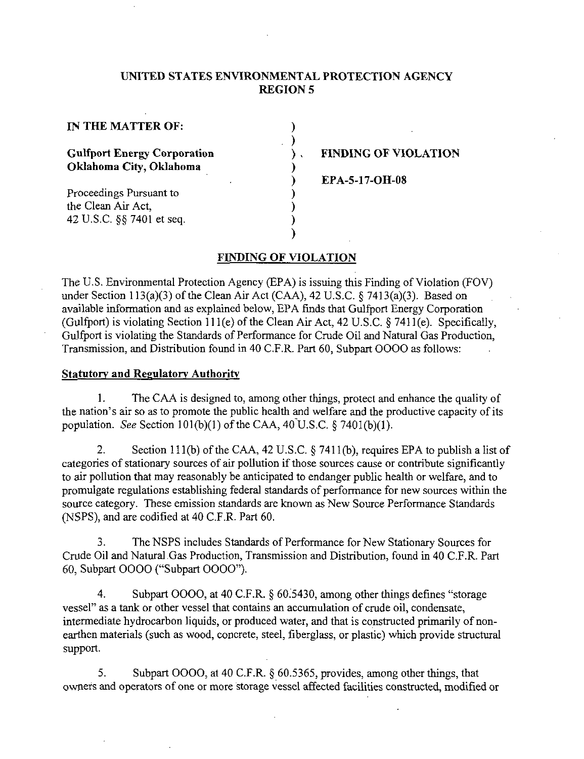# UNITED STATES ENVIRONMENTAL PROTECTION AGENCY
## REGION 5

| | | |
|---|---|---|
| **IN THE MATTER OF:** | ) | |
| | ) | |
| **Gulfport Energy Corporation** | ) | **FINDING OF VIOLATION** |
| **Oklahoma City, Oklahoma** | ) | |
| | ) | **EPA-5-17-OH-08** |
| Proceedings Pursuant to | ) | |
| the Clean Air Act, | ) | |
| 42 U.S.C. §§ 7401 et seq. | ) | |
| | ) | |

## FINDING OF VIOLATION

The U.S. Environmental Protection Agency (EPA) is issuing this Finding of Violation (FOV) under Section 113(a)(3) of the Clean Air Act (CAA), 42 U.S.C. § 7413(a)(3). Based on available information and as explained below, EPA finds that Gulfport Energy Corporation (Gulfport) is violating Section 111(e) of the Clean Air Act, 42 U.S.C. § 7411(e). Specifically, Gulfport is violating the Standards of Performance for Crude Oil and Natural Gas Production, Transmission, and Distribution found in 40 C.F.R. Part 60, Subpart OOOO as follows:

### Statutory and Regulatory Authority

1. The CAA is designed to, among other things, protect and enhance the quality of the nation's air so as to promote the public health and welfare and the productive capacity of its population. *See* Section 101(b)(1) of the CAA, 40 U.S.C. § 7401(b)(1).

2. Section 111(b) of the CAA, 42 U.S.C. § 7411(b), requires EPA to publish a list of categories of stationary sources of air pollution if those sources cause or contribute significantly to air pollution that may reasonably be anticipated to endanger public health or welfare, and to promulgate regulations establishing federal standards of performance for new sources within the source category. These emission standards are known as New Source Performance Standards (NSPS), and are codified at 40 C.F.R. Part 60.

3. The NSPS includes Standards of Performance for New Stationary Sources for Crude Oil and Natural Gas Production, Transmission and Distribution, found in 40 C.F.R. Part 60, Subpart OOOO ("Subpart OOOO").

4. Subpart OOOO, at 40 C.F.R. § 60.5430, among other things defines "storage vessel" as a tank or other vessel that contains an accumulation of crude oil, condensate, intermediate hydrocarbon liquids, or produced water, and that is constructed primarily of non-earthen materials (such as wood, concrete, steel, fiberglass, or plastic) which provide structural support.

5. Subpart OOOO, at 40 C.F.R. § 60.5365, provides, among other things, that owners and operators of one or more storage vessel affected facilities constructed, modified or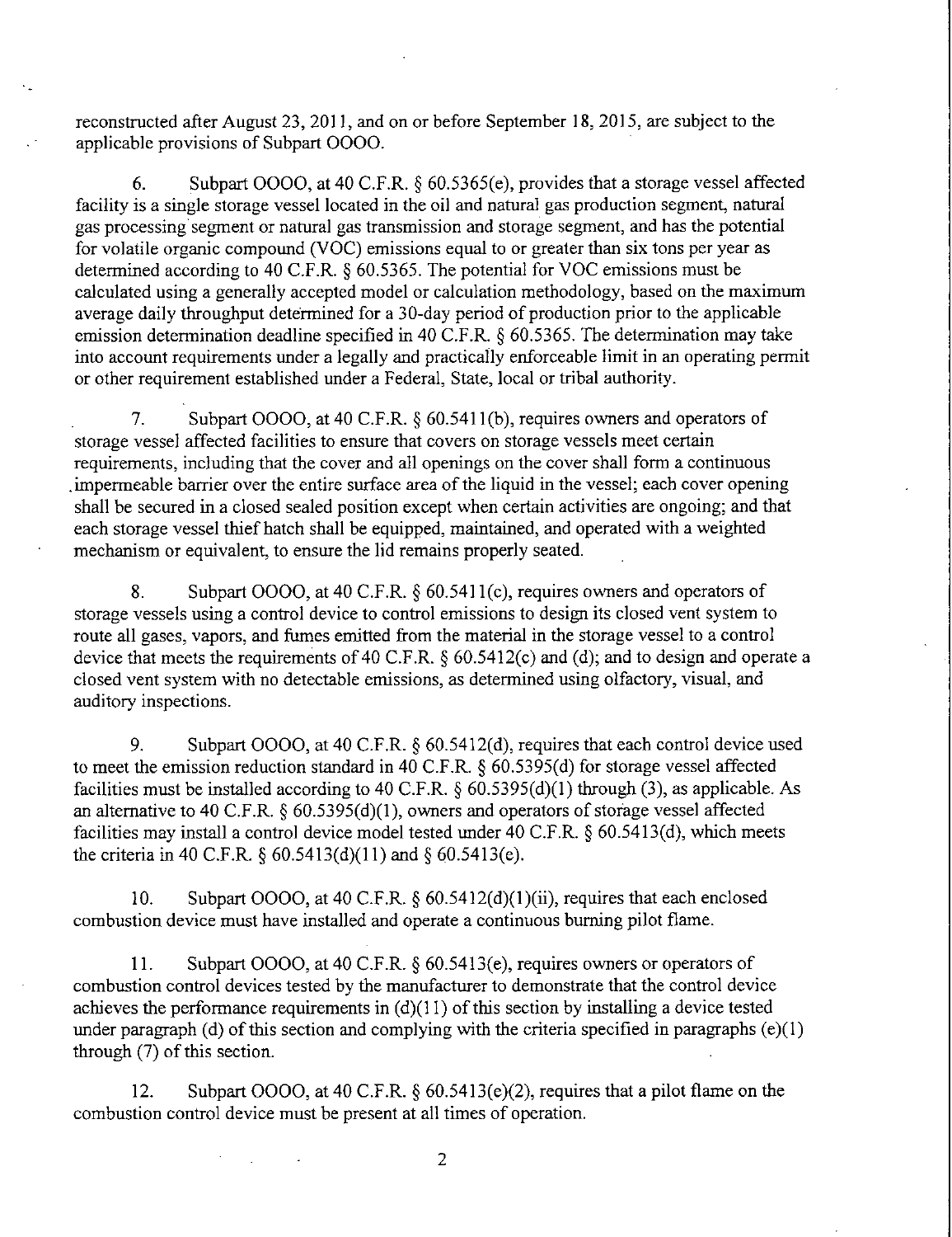reconstructed after August 23, 2011, and on or before September 18, 2015, are subject to the applicable provisions of Subpart OOOO.

6. Subpart OOOO, at 40 C.F.R. § 60.5365(e), provides that a storage vessel affected facility is a single storage vessel located in the oil and natural gas production segment, natural gas processing segment or natural gas transmission and storage segment, and has the potential for volatile organic compound (VOC) emissions equal to or greater than six tons per year as determined according to 40 C.F.R. § 60.5365. The potential for VOC emissions must be calculated using a generally accepted model or calculation methodology, based on the maximum average daily throughput determined for a 30-day period of production prior to the applicable emission determination deadline specified in 40 C.F.R. § 60.5365. The determination may take into account requirements under a legally and practically enforceable limit in an operating permit or other requirement established under a Federal, State, local or tribal authority.

7. Subpart OOOO, at 40 C.F.R. § 60.5411(b), requires owners and operators of storage vessel affected facilities to ensure that covers on storage vessels meet certain requirements, including that the cover and all openings on the cover shall form a continuous impermeable barrier over the entire surface area of the liquid in the vessel; each cover opening shall be secured in a closed sealed position except when certain activities are ongoing; and that each storage vessel thief hatch shall be equipped, maintained, and operated with a weighted mechanism or equivalent, to ensure the lid remains properly seated.

8. Subpart OOOO, at 40 C.F.R. § 60.5411(c), requires owners and operators of storage vessels using a control device to control emissions to design its closed vent system to route all gases, vapors, and fumes emitted from the material in the storage vessel to a control device that meets the requirements of 40 C.F.R. § 60.5412(c) and (d); and to design and operate a closed vent system with no detectable emissions, as determined using olfactory, visual, and auditory inspections.

9. Subpart OOOO, at 40 C.F.R. § 60.5412(d), requires that each control device used to meet the emission reduction standard in 40 C.F.R. § 60.5395(d) for storage vessel affected facilities must be installed according to 40 C.F.R. § 60.5395(d)(1) through (3), as applicable. As an alternative to 40 C.F.R. § 60.5395(d)(1), owners and operators of storage vessel affected facilities may install a control device model tested under 40 C.F.R. § 60.5413(d), which meets the criteria in 40 C.F.R. § 60.5413(d)(11) and § 60.5413(e).

10. Subpart OOOO, at 40 C.F.R. § 60.5412(d)(1)(ii), requires that each enclosed combustion device must have installed and operate a continuous burning pilot flame.

11. Subpart OOOO, at 40 C.F.R. § 60.5413(e), requires owners or operators of combustion control devices tested by the manufacturer to demonstrate that the control device achieves the performance requirements in (d)(11) of this section by installing a device tested under paragraph (d) of this section and complying with the criteria specified in paragraphs (e)(1) through (7) of this section.

12. Subpart OOOO, at 40 C.F.R. § 60.5413(e)(2), requires that a pilot flame on the combustion control device must be present at all times of operation.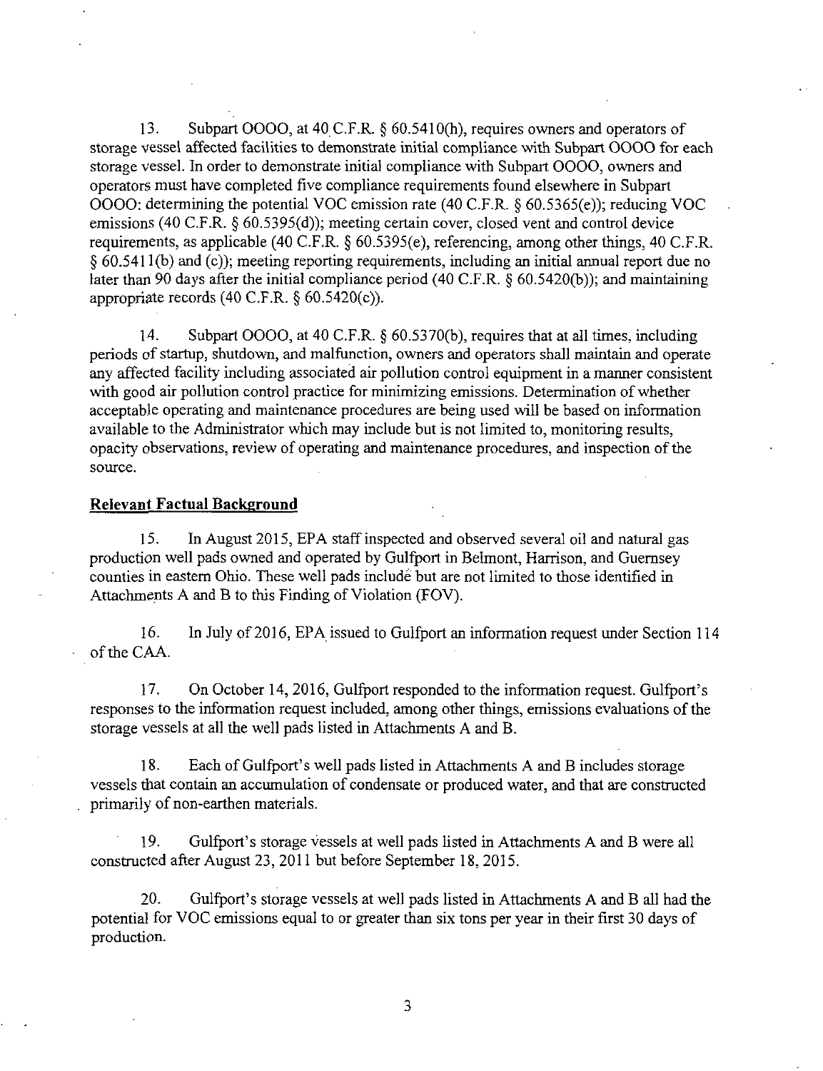13. Subpart OOOO, at 40 C.F.R. § 60.5410(h), requires owners and operators of storage vessel affected facilities to demonstrate initial compliance with Subpart OOOO for each storage vessel. In order to demonstrate initial compliance with Subpart OOOO, owners and operators must have completed five compliance requirements found elsewhere in Subpart OOOO: determining the potential VOC emission rate (40 C.F.R. § 60.5365(e)); reducing VOC emissions (40 C.F.R. § 60.5395(d)); meeting certain cover, closed vent and control device requirements, as applicable (40 C.F.R. § 60.5395(e), referencing, among other things, 40 C.F.R. § 60.5411(b) and (c)); meeting reporting requirements, including an initial annual report due no later than 90 days after the initial compliance period (40 C.F.R. § 60.5420(b)); and maintaining appropriate records (40 C.F.R. § 60.5420(c)).

14. Subpart OOOO, at 40 C.F.R. § 60.5370(b), requires that at all times, including periods of startup, shutdown, and malfunction, owners and operators shall maintain and operate any affected facility including associated air pollution control equipment in a manner consistent with good air pollution control practice for minimizing emissions. Determination of whether acceptable operating and maintenance procedures are being used will be based on information available to the Administrator which may include but is not limited to, monitoring results, opacity observations, review of operating and maintenance procedures, and inspection of the source.

**Relevant Factual Background**

15. In August 2015, EPA staff inspected and observed several oil and natural gas production well pads owned and operated by Gulfport in Belmont, Harrison, and Guernsey counties in eastern Ohio. These well pads include but are not limited to those identified in Attachments A and B to this Finding of Violation (FOV).

16. In July of 2016, EPA issued to Gulfport an information request under Section 114 of the CAA.

17. On October 14, 2016, Gulfport responded to the information request. Gulfport's responses to the information request included, among other things, emissions evaluations of the storage vessels at all the well pads listed in Attachments A and B.

18. Each of Gulfport's well pads listed in Attachments A and B includes storage vessels that contain an accumulation of condensate or produced water, and that are constructed primarily of non-earthen materials.

19. Gulfport's storage vessels at well pads listed in Attachments A and B were all constructed after August 23, 2011 but before September 18, 2015.

20. Gulfport's storage vessels at well pads listed in Attachments A and B all had the potential for VOC emissions equal to or greater than six tons per year in their first 30 days of production.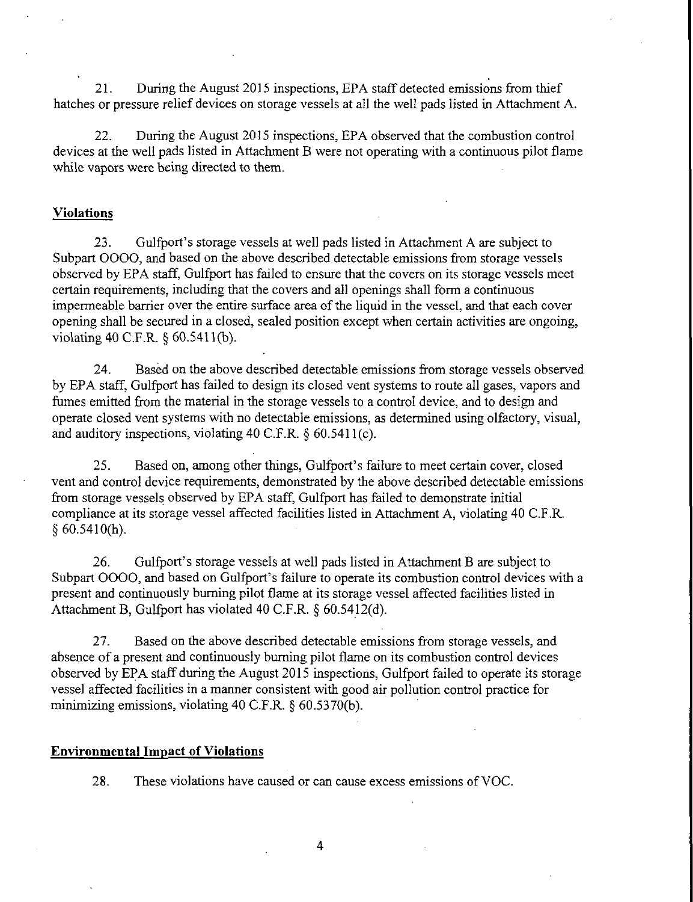21. During the August 2015 inspections, EPA staff detected emissions from thief hatches or pressure relief devices on storage vessels at all the well pads listed in Attachment A.

22. During the August 2015 inspections, EPA observed that the combustion control devices at the well pads listed in Attachment B were not operating with a continuous pilot flame while vapors were being directed to them.

## Violations

23. Gulfport's storage vessels at well pads listed in Attachment A are subject to Subpart OOOO, and based on the above described detectable emissions from storage vessels observed by EPA staff, Gulfport has failed to ensure that the covers on its storage vessels meet certain requirements, including that the covers and all openings shall form a continuous impermeable barrier over the entire surface area of the liquid in the vessel, and that each cover opening shall be secured in a closed, sealed position except when certain activities are ongoing, violating 40 C.F.R. § 60.5411(b).

24. Based on the above described detectable emissions from storage vessels observed by EPA staff, Gulfport has failed to design its closed vent systems to route all gases, vapors and fumes emitted from the material in the storage vessels to a control device, and to design and operate closed vent systems with no detectable emissions, as determined using olfactory, visual, and auditory inspections, violating 40 C.F.R. § 60.5411(c).

25. Based on, among other things, Gulfport's failure to meet certain cover, closed vent and control device requirements, demonstrated by the above described detectable emissions from storage vessels observed by EPA staff, Gulfport has failed to demonstrate initial compliance at its storage vessel affected facilities listed in Attachment A, violating 40 C.F.R. § 60.5410(h).

26. Gulfport's storage vessels at well pads listed in Attachment B are subject to Subpart OOOO, and based on Gulfport's failure to operate its combustion control devices with a present and continuously burning pilot flame at its storage vessel affected facilities listed in Attachment B, Gulfport has violated 40 C.F.R. § 60.5412(d).

27. Based on the above described detectable emissions from storage vessels, and absence of a present and continuously burning pilot flame on its combustion control devices observed by EPA staff during the August 2015 inspections, Gulfport failed to operate its storage vessel affected facilities in a manner consistent with good air pollution control practice for minimizing emissions, violating 40 C.F.R. § 60.5370(b).

## Environmental Impact of Violations

28. These violations have caused or can cause excess emissions of VOC.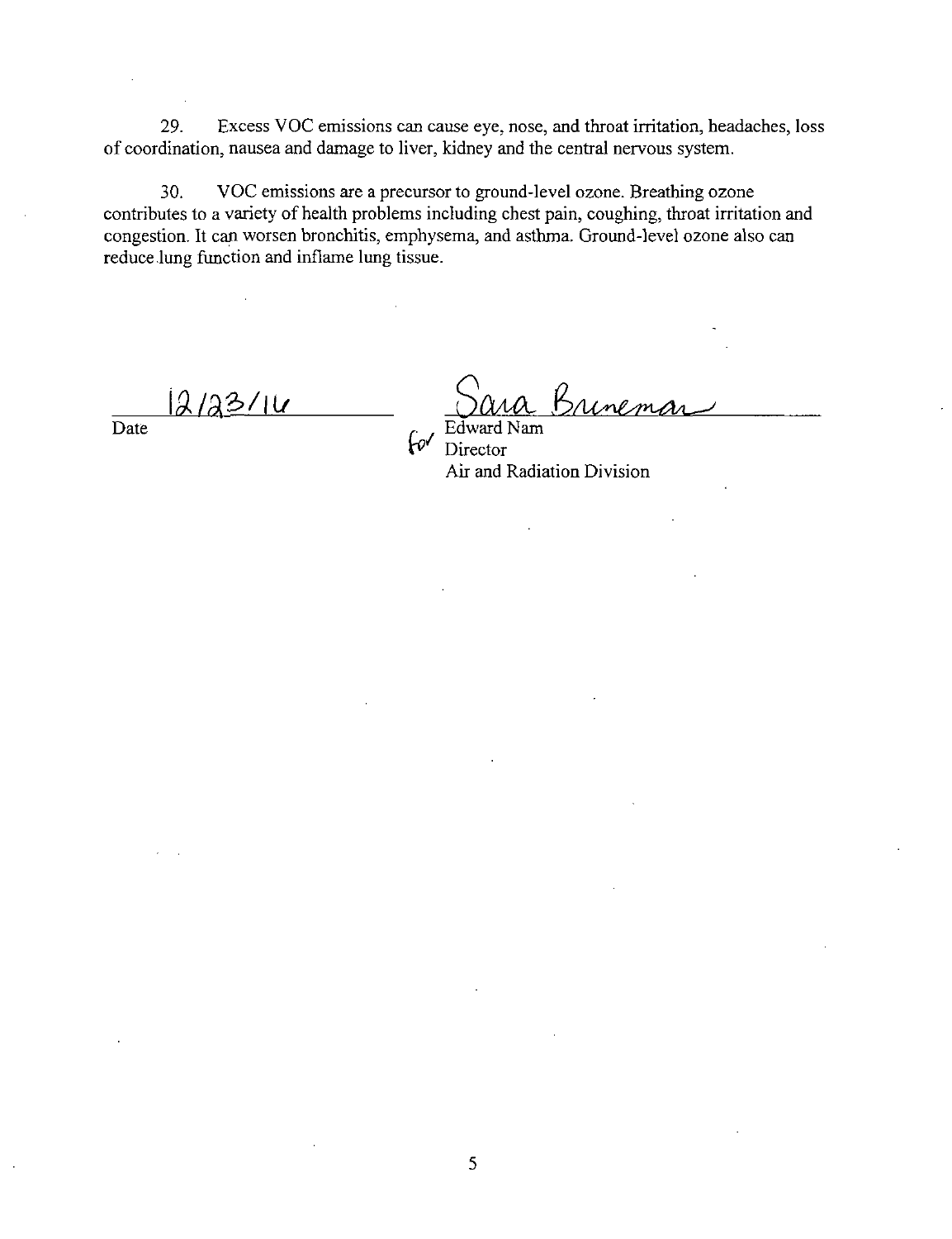29. Excess VOC emissions can cause eye, nose, and throat irritation, headaches, loss of coordination, nausea and damage to liver, kidney and the central nervous system.

30. VOC emissions are a precursor to ground-level ozone. Breathing ozone contributes to a variety of health problems including chest pain, coughing, throat irritation and congestion. It can worsen bronchitis, emphysema, and asthma. Ground-level ozone also can reduce lung function and inflame lung tissue.

12/23/16
Date

Sara Breneman for
Edward Nam
Director
Air and Radiation Division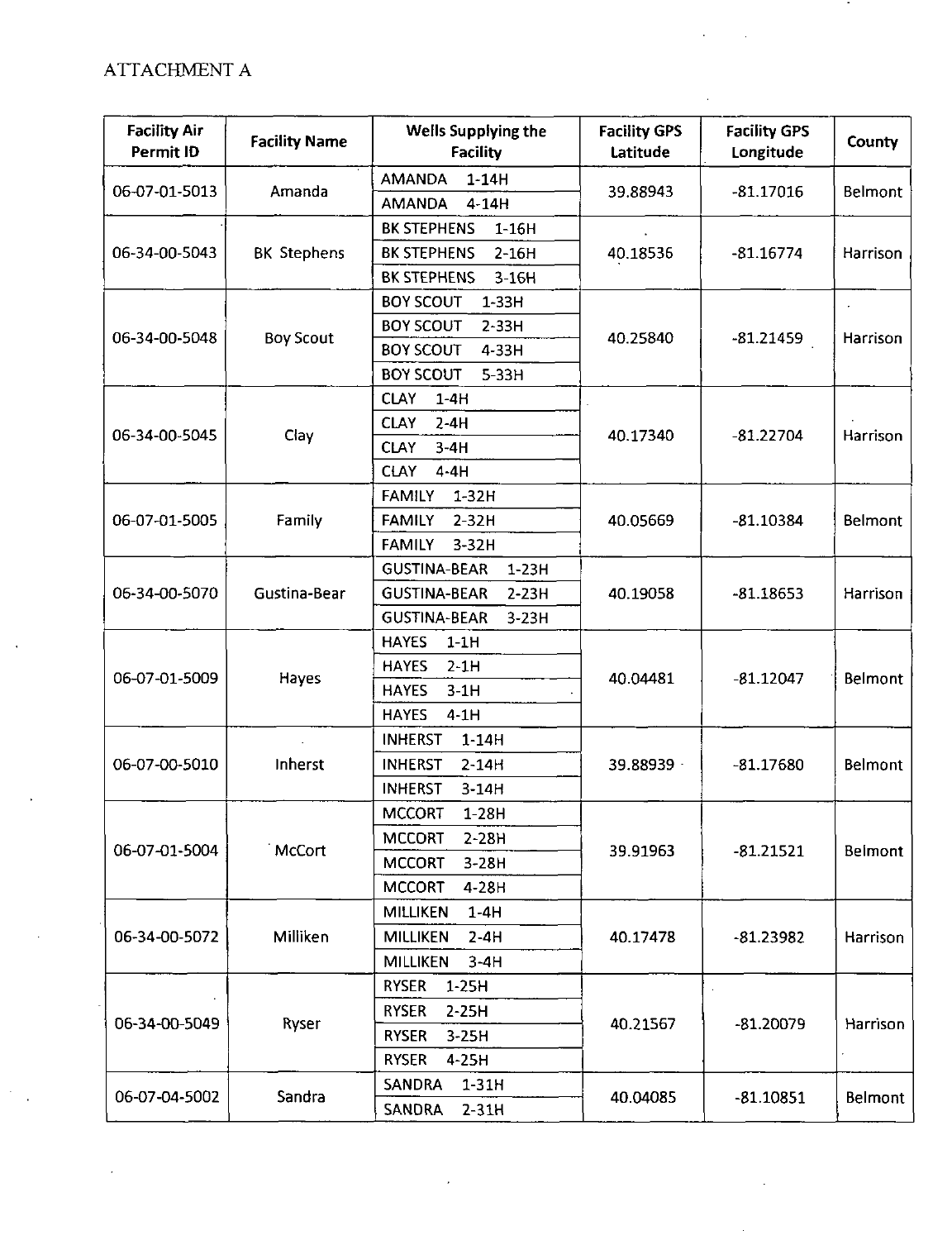ATTACHMENT A

| Facility Air Permit ID | Facility Name | Wells Supplying the Facility | Facility GPS Latitude | Facility GPS Longitude | County |
|---|---|---|---|---|---|
| 06-07-01-5013 | Amanda | AMANDA 1-14H | 39.88943 | -81.17016 | Belmont |
| | | AMANDA 4-14H | | | |
| 06-34-00-5043 | BK Stephens | BK STEPHENS 1-16H | 40.18536 | -81.16774 | Harrison |
| | | BK STEPHENS 2-16H | | | |
| | | BK STEPHENS 3-16H | | | |
| 06-34-00-5048 | Boy Scout | BOY SCOUT 1-33H | 40.25840 | -81.21459 | Harrison |
| | | BOY SCOUT 2-33H | | | |
| | | BOY SCOUT 4-33H | | | |
| | | BOY SCOUT 5-33H | | | |
| 06-34-00-5045 | Clay | CLAY 1-4H | 40.17340 | -81.22704 | Harrison |
| | | CLAY 2-4H | | | |
| | | CLAY 3-4H | | | |
| | | CLAY 4-4H | | | |
| 06-07-01-5005 | Family | FAMILY 1-32H | 40.05669 | -81.10384 | Belmont |
| | | FAMILY 2-32H | | | |
| | | FAMILY 3-32H | | | |
| 06-34-00-5070 | Gustina-Bear | GUSTINA-BEAR 1-23H | 40.19058 | -81.18653 | Harrison |
| | | GUSTINA-BEAR 2-23H | | | |
| | | GUSTINA-BEAR 3-23H | | | |
| 06-07-01-5009 | Hayes | HAYES 1-1H | 40.04481 | -81.12047 | Belmont |
| | | HAYES 2-1H | | | |
| | | HAYES 3-1H | | | |
| | | HAYES 4-1H | | | |
| 06-07-00-5010 | Inherst | INHERST 1-14H | 39.88939 | -81.17680 | Belmont |
| | | INHERST 2-14H | | | |
| | | INHERST 3-14H | | | |
| 06-07-01-5004 | McCort | MCCORT 1-28H | 39.91963 | -81.21521 | Belmont |
| | | MCCORT 2-28H | | | |
| | | MCCORT 3-28H | | | |
| | | MCCORT 4-28H | | | |
| 06-34-00-5072 | Milliken | MILLIKEN 1-4H | 40.17478 | -81.23982 | Harrison |
| | | MILLIKEN 2-4H | | | |
| | | MILLIKEN 3-4H | | | |
| 06-34-00-5049 | Ryser | RYSER 1-25H | 40.21567 | -81.20079 | Harrison |
| | | RYSER 2-25H | | | |
| | | RYSER 3-25H | | | |
| | | RYSER 4-25H | | | |
| 06-07-04-5002 | Sandra | SANDRA 1-31H | 40.04085 | -81.10851 | Belmont |
| | | SANDRA 2-31H | | | |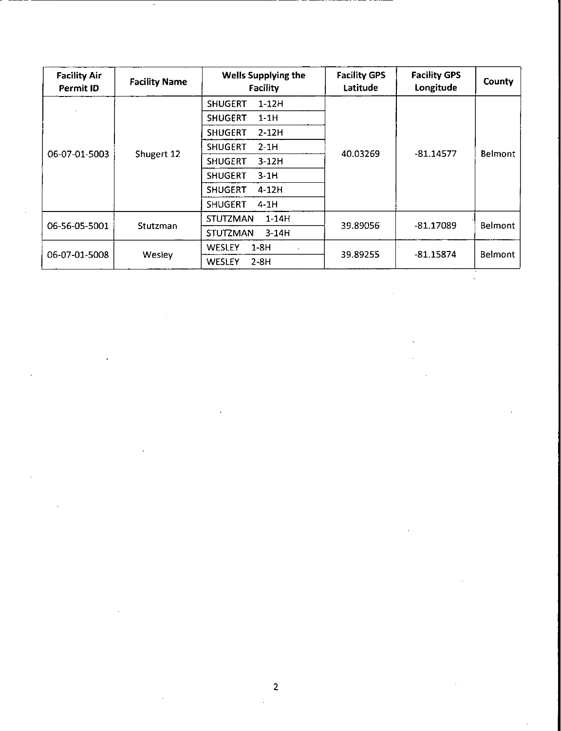| Facility Air Permit ID | Facility Name | Wells Supplying the Facility | Facility GPS Latitude | Facility GPS Longitude | County |
|---|---|---|---|---|---|
| 06-07-01-5003 | Shugert 12 | SHUGERT 1-12H | 40.03269 | -81.14577 | Belmont |
| | | SHUGERT 1-1H | | | |
| | | SHUGERT 2-12H | | | |
| | | SHUGERT 2-1H | | | |
| | | SHUGERT 3-12H | | | |
| | | SHUGERT 3-1H | | | |
| | | SHUGERT 4-12H | | | |
| | | SHUGERT 4-1H | | | |
| 06-56-05-5001 | Stutzman | STUTZMAN 1-14H | 39.89056 | -81.17089 | Belmont |
| | | STUTZMAN 3-14H | | | |
| 06-07-01-5008 | Wesley | WESLEY 1-8H | 39.89255 | -81.15874 | Belmont |
| | | WESLEY 2-8H | | | |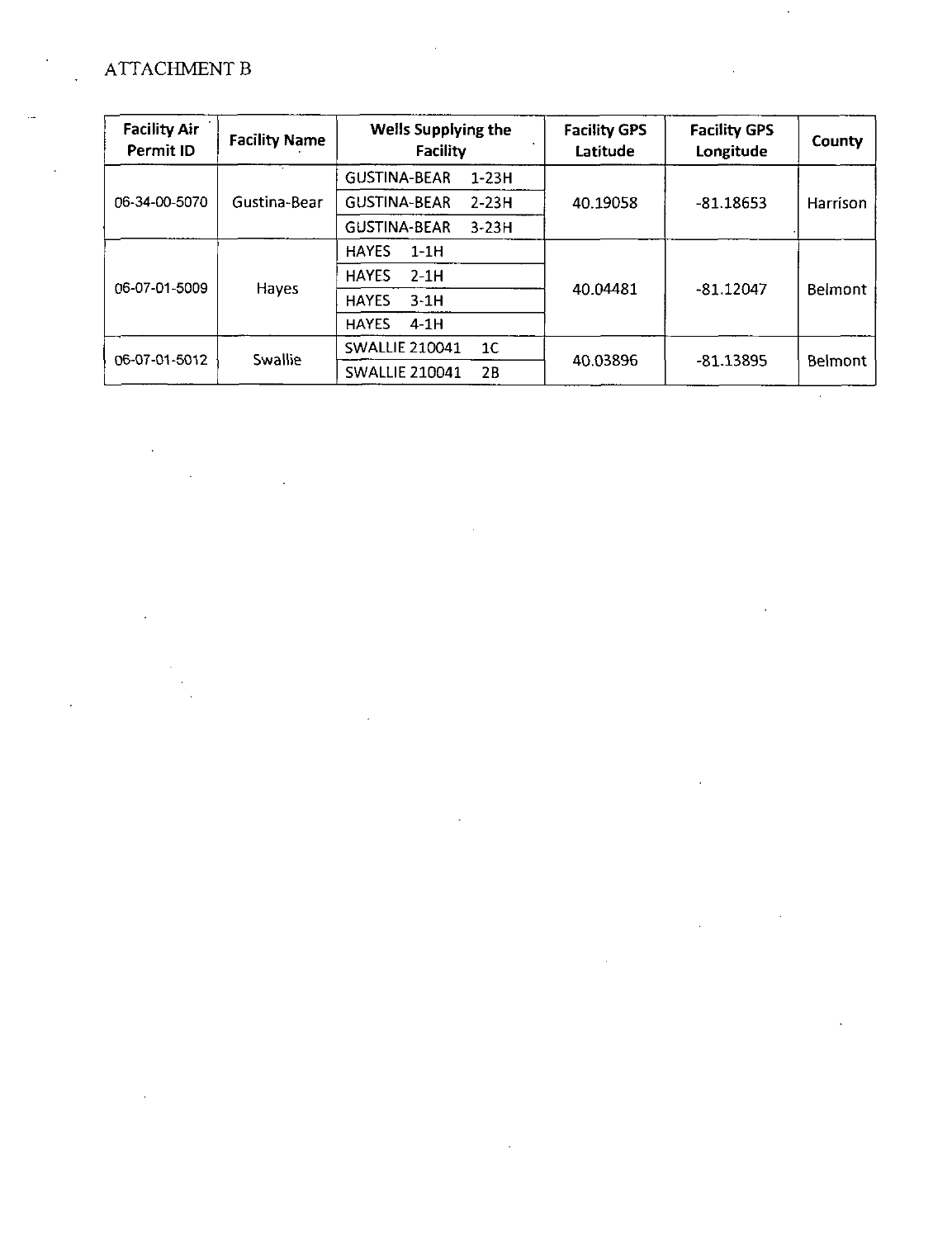ATTACHMENT B

| Facility Air Permit ID | Facility Name | Wells Supplying the Facility | Facility GPS Latitude | Facility GPS Longitude | County |
|---|---|---|---|---|---|
| 06-34-00-5070 | Gustina-Bear | GUSTINA-BEAR 1-23H | 40.19058 | -81.18653 | Harrison |
| | | GUSTINA-BEAR 2-23H | | | |
| | | GUSTINA-BEAR 3-23H | | | |
| 06-07-01-5009 | Hayes | HAYES 1-1H | 40.04481 | -81.12047 | Belmont |
| | | HAYES 2-1H | | | |
| | | HAYES 3-1H | | | |
| | | HAYES 4-1H | | | |
| 06-07-01-5012 | Swallie | SWALLIE 210041 1C | 40.03896 | -81.13895 | Belmont |
| | | SWALLIE 210041 2B | | | |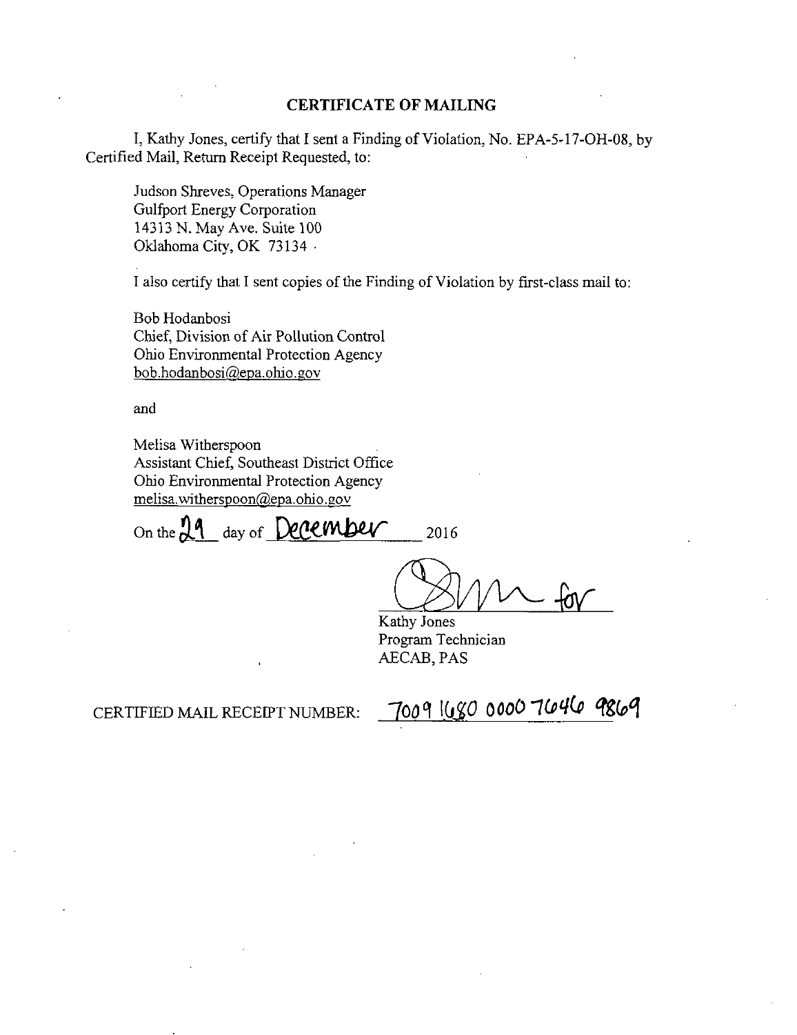# CERTIFICATE OF MAILING

I, Kathy Jones, certify that I sent a Finding of Violation, No. EPA-5-17-OH-08, by Certified Mail, Return Receipt Requested, to:

Judson Shreves, Operations Manager
Gulfport Energy Corporation
14313 N. May Ave. Suite 100
Oklahoma City, OK 73134

I also certify that I sent copies of the Finding of Violation by first-class mail to:

Bob Hodanbosi
Chief, Division of Air Pollution Control
Ohio Environmental Protection Agency
bob.hodanbosi@epa.ohio.gov

and

Melisa Witherspoon
Assistant Chief, Southeast District Office
Ohio Environmental Protection Agency
melisa.witherspoon@epa.ohio.gov

On the 29 day of December 2016

for

Kathy Jones
Program Technician
AECAB, PAS

CERTIFIED MAIL RECEIPT NUMBER: 7009 1680 0000 7646 9869